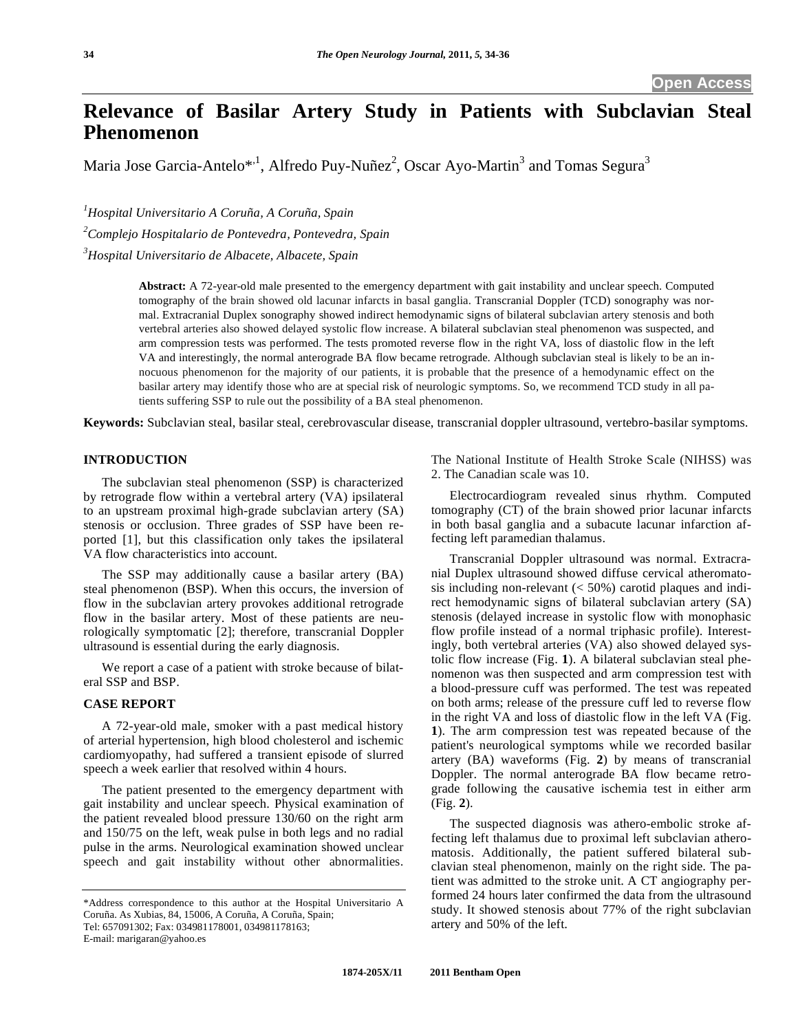# Relevance of Basilar Artery Study in Patients with Subclavian Steal Phenomenon

Maria Jose Garcia-Antelo*[,1], Alfredo Puy-Nuñez[2], Oscar Ayo-Martin[3] and Tomas Segura[3]

[1]*Hospital Universitario A Coruña, A Coruña, Spain*

[2]*Complejo Hospitalario de Pontevedra, Pontevedra, Spain*

[3]*Hospital Universitario de Albacete, Albacete, Spain*

**Abstract:** A 72-year-old male presented to the emergency department with gait instability and unclear speech. Computed tomography of the brain showed old lacunar infarcts in basal ganglia. Transcranial Doppler (TCD) sonography was normal. Extracranial Duplex sonography showed indirect hemodynamic signs of bilateral subclavian artery stenosis and both vertebral arteries also showed delayed systolic flow increase. A bilateral subclavian steal phenomenon was suspected, and arm compression tests was performed. The tests promoted reverse flow in the right VA, loss of diastolic flow in the left VA and interestingly, the normal anterograde BA flow became retrograde. Although subclavian steal is likely to be an innocuous phenomenon for the majority of our patients, it is probable that the presence of a hemodynamic effect on the basilar artery may identify those who are at special risk of neurologic symptoms. So, we recommend TCD study in all patients suffering SSP to rule out the possibility of a BA steal phenomenon.

**Keywords:** Subclavian steal, basilar steal, cerebrovascular disease, transcranial doppler ultrasound, vertebro-basilar symptoms.

## INTRODUCTION

The subclavian steal phenomenon (SSP) is characterized by retrograde flow within a vertebral artery (VA) ipsilateral to an upstream proximal high-grade subclavian artery (SA) stenosis or occlusion. Three grades of SSP have been reported [1], but this classification only takes the ipsilateral VA flow characteristics into account.

The SSP may additionally cause a basilar artery (BA) steal phenomenon (BSP). When this occurs, the inversion of flow in the subclavian artery provokes additional retrograde flow in the basilar artery. Most of these patients are neurologically symptomatic [2]; therefore, transcranial Doppler ultrasound is essential during the early diagnosis.

We report a case of a patient with stroke because of bilateral SSP and BSP.

## CASE REPORT

A 72-year-old male, smoker with a past medical history of arterial hypertension, high blood cholesterol and ischemic cardiomyopathy, had suffered a transient episode of slurred speech a week earlier that resolved within 4 hours.

The patient presented to the emergency department with gait instability and unclear speech. Physical examination of the patient revealed blood pressure 130/60 on the right arm and 150/75 on the left, weak pulse in both legs and no radial pulse in the arms. Neurological examination showed unclear speech and gait instability without other abnormalities. The National Institute of Health Stroke Scale (NIHSS) was 2. The Canadian scale was 10.

Electrocardiogram revealed sinus rhythm. Computed tomography (CT) of the brain showed prior lacunar infarcts in both basal ganglia and a subacute lacunar infarction affecting left paramedian thalamus.

Transcranial Doppler ultrasound was normal. Extracranial Duplex ultrasound showed diffuse cervical atheromatosis including non-relevant (< 50%) carotid plaques and indirect hemodynamic signs of bilateral subclavian artery (SA) stenosis (delayed increase in systolic flow with monophasic flow profile instead of a normal triphasic profile). Interestingly, both vertebral arteries (VA) also showed delayed systolic flow increase (Fig. **1**). A bilateral subclavian steal phenomenon was then suspected and arm compression test with a blood-pressure cuff was performed. The test was repeated on both arms; release of the pressure cuff led to reverse flow in the right VA and loss of diastolic flow in the left VA (Fig. **1**). The arm compression test was repeated because of the patient's neurological symptoms while we recorded basilar artery (BA) waveforms (Fig. **2**) by means of transcranial Doppler. The normal anterograde BA flow became retrograde following the causative ischemia test in either arm (Fig. **2**).

The suspected diagnosis was athero-embolic stroke affecting left thalamus due to proximal left subclavian atheromatosis. Additionally, the patient suffered bilateral subclavian steal phenomenon, mainly on the right side. The patient was admitted to the stroke unit. A CT angiography performed 24 hours later confirmed the data from the ultrasound study. It showed stenosis about 77% of the right subclavian artery and 50% of the left.

---

*Address correspondence to this author at the Hospital Universitario A Coruña. As Xubias, 84, 15006, A Coruña, A Coruña, Spain; Tel: 657091302; Fax: 034981178001, 034981178163; E-mail: marigaran@yahoo.es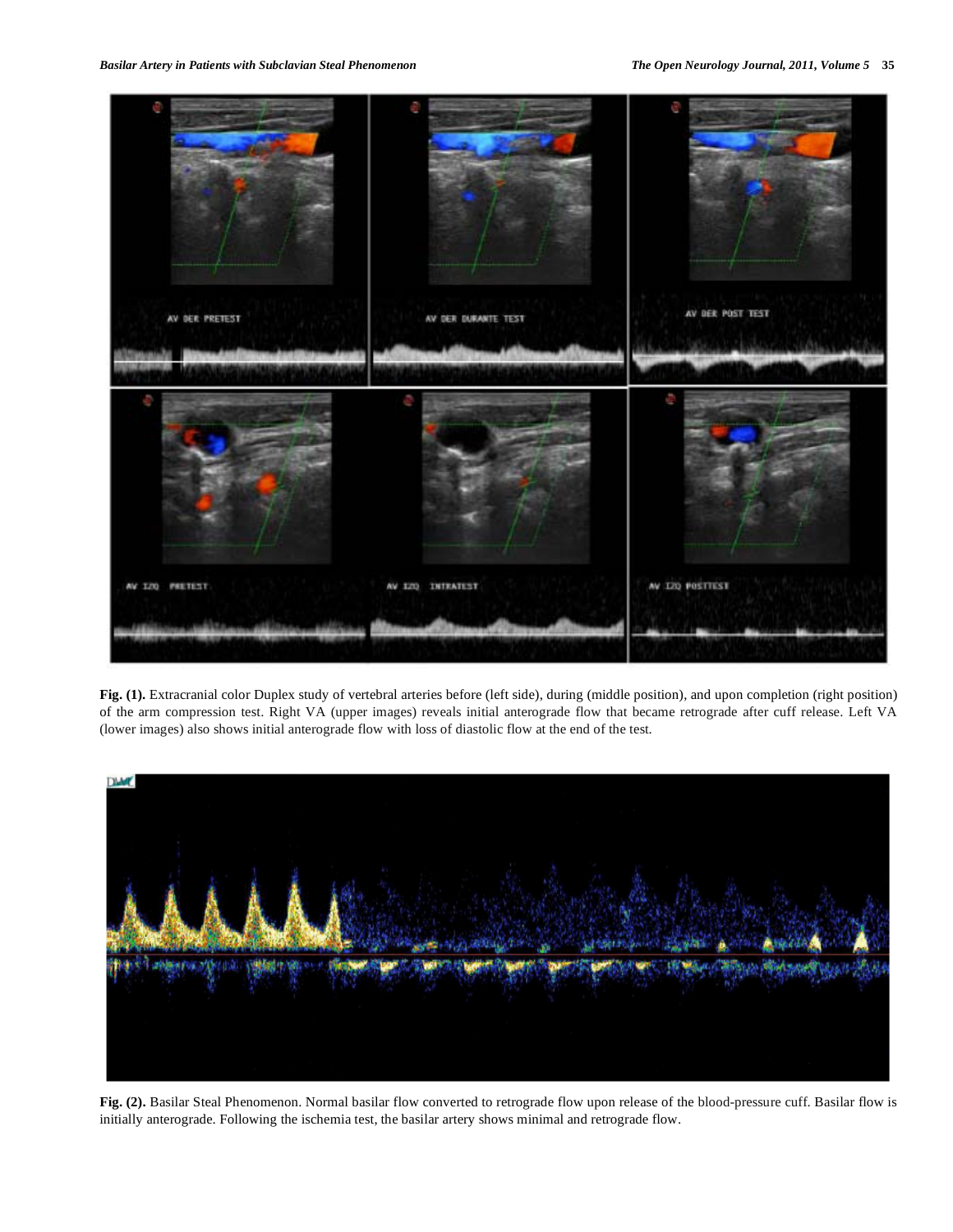**Fig. (1).** Extracranial color Duplex study of vertebral arteries before (left side), during (middle position), and upon completion (right position) of the arm compression test. Right VA (upper images) reveals initial anterograde flow that became retrograde after cuff release. Left VA (lower images) also shows initial anterograde flow with loss of diastolic flow at the end of the test.

**Fig. (2).** Basilar Steal Phenomenon. Normal basilar flow converted to retrograde flow upon release of the blood-pressure cuff. Basilar flow is initially anterograde. Following the ischemia test, the basilar artery shows minimal and retrograde flow.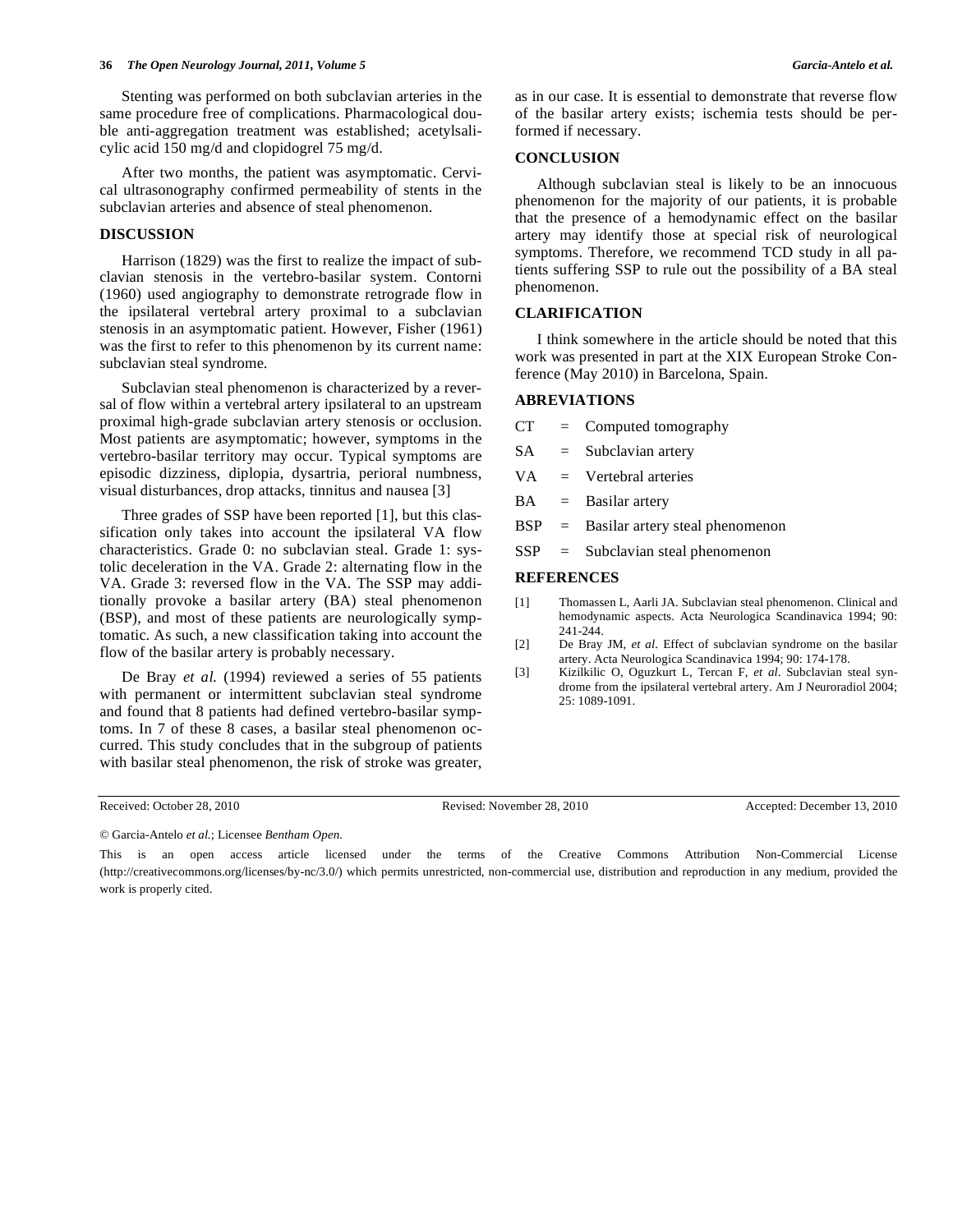Stenting was performed on both subclavian arteries in the same procedure free of complications. Pharmacological double anti-aggregation treatment was established; acetylsalicylic acid 150 mg/d and clopidogrel 75 mg/d.

After two months, the patient was asymptomatic. Cervical ultrasonography confirmed permeability of stents in the subclavian arteries and absence of steal phenomenon.

## DISCUSSION

Harrison (1829) was the first to realize the impact of subclavian stenosis in the vertebro-basilar system. Contorni (1960) used angiography to demonstrate retrograde flow in the ipsilateral vertebral artery proximal to a subclavian stenosis in an asymptomatic patient. However, Fisher (1961) was the first to refer to this phenomenon by its current name: subclavian steal syndrome.

Subclavian steal phenomenon is characterized by a reversal of flow within a vertebral artery ipsilateral to an upstream proximal high-grade subclavian artery stenosis or occlusion. Most patients are asymptomatic; however, symptoms in the vertebro-basilar territory may occur. Typical symptoms are episodic dizziness, diplopia, dysartria, perioral numbness, visual disturbances, drop attacks, tinnitus and nausea [3]

Three grades of SSP have been reported [1], but this classification only takes into account the ipsilateral VA flow characteristics. Grade 0: no subclavian steal. Grade 1: systolic deceleration in the VA. Grade 2: alternating flow in the VA. Grade 3: reversed flow in the VA. The SSP may additionally provoke a basilar artery (BA) steal phenomenon (BSP), and most of these patients are neurologically symptomatic. As such, a new classification taking into account the flow of the basilar artery is probably necessary.

De Bray *et al.* (1994) reviewed a series of 55 patients with permanent or intermittent subclavian steal syndrome and found that 8 patients had defined vertebro-basilar symptoms. In 7 of these 8 cases, a basilar steal phenomenon occurred. This study concludes that in the subgroup of patients with basilar steal phenomenon, the risk of stroke was greater, as in our case. It is essential to demonstrate that reverse flow of the basilar artery exists; ischemia tests should be performed if necessary.

## CONCLUSION

Although subclavian steal is likely to be an innocuous phenomenon for the majority of our patients, it is probable that the presence of a hemodynamic effect on the basilar artery may identify those at special risk of neurological symptoms. Therefore, we recommend TCD study in all patients suffering SSP to rule out the possibility of a BA steal phenomenon.

## CLARIFICATION

I think somewhere in the article should be noted that this work was presented in part at the XIX European Stroke Conference (May 2010) in Barcelona, Spain.

## ABREVIATIONS

CT = Computed tomography

SA = Subclavian artery

VA = Vertebral arteries

BA = Basilar artery

BSP = Basilar artery steal phenomenon

SSP = Subclavian steal phenomenon

## REFERENCES

[1] Thomassen L, Aarli JA. Subclavian steal phenomenon. Clinical and hemodynamic aspects. Acta Neurologica Scandinavica 1994; 90: 241-244.

[2] De Bray JM, *et al*. Effect of subclavian syndrome on the basilar artery. Acta Neurologica Scandinavica 1994; 90: 174-178.

[3] Kizilkilic O, Oguzkurt L, Tercan F, *et al*. Subclavian steal syndrome from the ipsilateral vertebral artery. Am J Neuroradiol 2004; 25: 1089-1091.

Received: October 28, 2010 Revised: November 28, 2010 Accepted: December 13, 2010

© Garcia-Antelo *et al.*; Licensee *Bentham Open*.

This is an open access article licensed under the terms of the Creative Commons Attribution Non-Commercial License (http://creativecommons.org/licenses/by-nc/3.0/) which permits unrestricted, non-commercial use, distribution and reproduction in any medium, provided the work is properly cited.